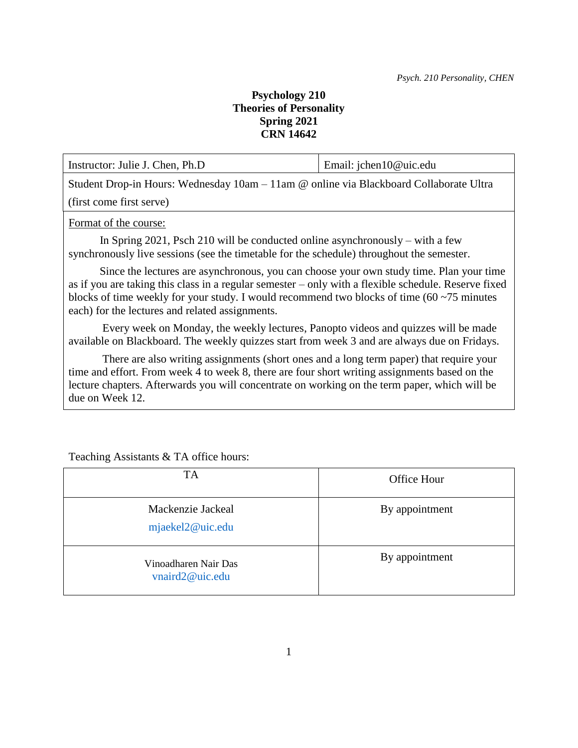# Psychology 210
# Theories of Personality
## Spring 2021
## CRN 14642

| Instructor: Julie J. Chen, Ph.D | Email: jchen10@uic.edu |
| --- | --- |
| Student Drop-in Hours: Wednesday 10am – 11am @ online via Blackboard Collaborate Ultra (first come first serve) | |

Format of the course:

In Spring 2021, Psch 210 will be conducted online asynchronously – with a few synchronously live sessions (see the timetable for the schedule) throughout the semester.

Since the lectures are asynchronous, you can choose your own study time. Plan your time as if you are taking this class in a regular semester – only with a flexible schedule. Reserve fixed blocks of time weekly for your study. I would recommend two blocks of time (60 ~75 minutes each) for the lectures and related assignments.

Every week on Monday, the weekly lectures, Panopto videos and quizzes will be made available on Blackboard. The weekly quizzes start from week 3 and are always due on Fridays.

There are also writing assignments (short ones and a long term paper) that require your time and effort. From week 4 to week 8, there are four short writing assignments based on the lecture chapters. Afterwards you will concentrate on working on the term paper, which will be due on Week 12.

Teaching Assistants & TA office hours:

| TA | Office Hour |
| --- | --- |
| Mackenzie Jackeal<br>mjaekel2@uic.edu | By appointment |
| Vinoadharen Nair Das<br>vnaird2@uic.edu | By appointment |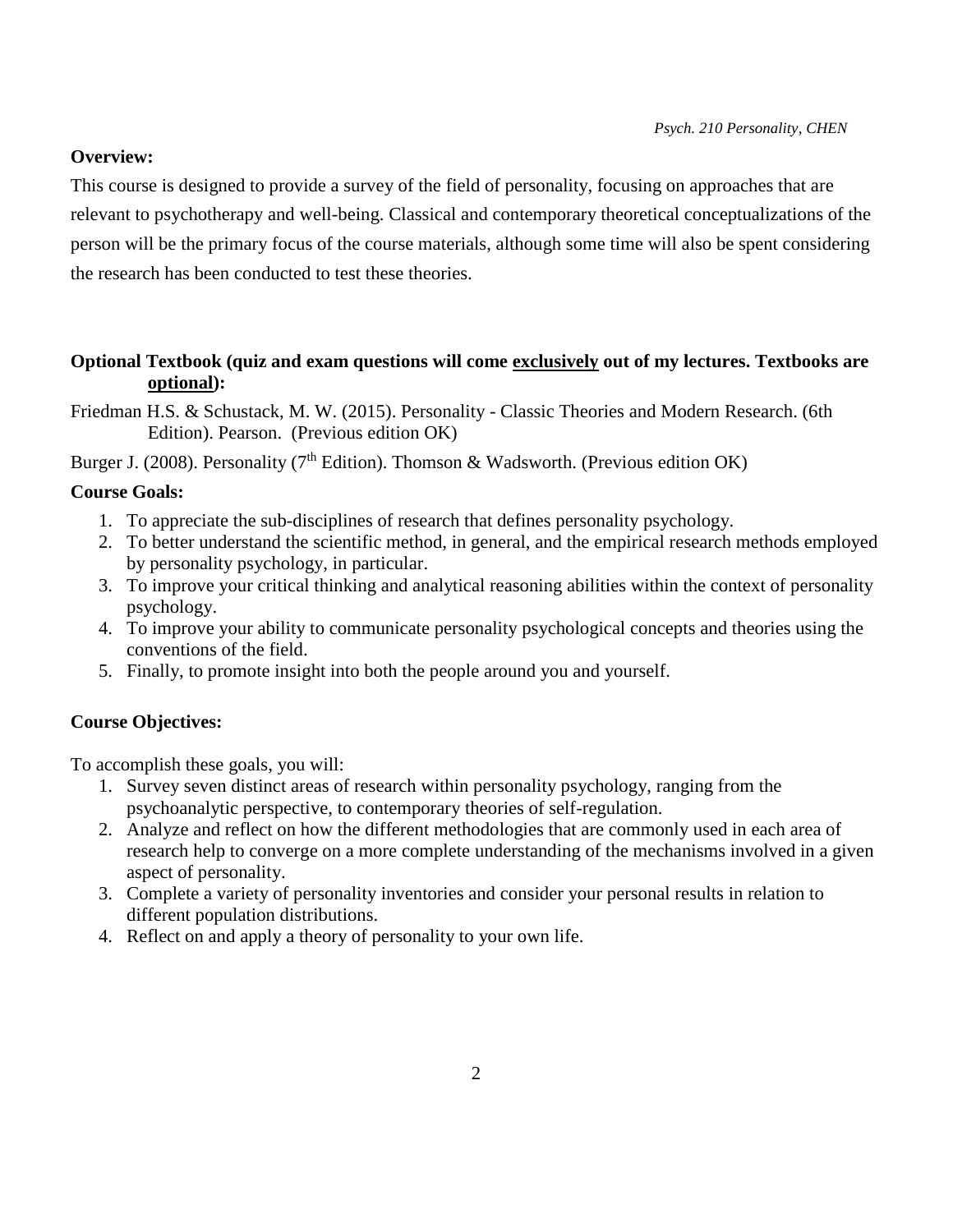**Overview:**

This course is designed to provide a survey of the field of personality, focusing on approaches that are relevant to psychotherapy and well-being. Classical and contemporary theoretical conceptualizations of the person will be the primary focus of the course materials, although some time will also be spent considering the research has been conducted to test these theories.

**Optional Textbook (quiz and exam questions will come <u>exclusively</u> out of my lectures. Textbooks are <u>optional</u>):**

Friedman H.S. & Schustack, M. W. (2015). Personality - Classic Theories and Modern Research. (6th Edition). Pearson. (Previous edition OK)

Burger J. (2008). Personality (7th Edition). Thomson & Wadsworth. (Previous edition OK)

**Course Goals:**

1. To appreciate the sub-disciplines of research that defines personality psychology.
2. To better understand the scientific method, in general, and the empirical research methods employed by personality psychology, in particular.
3. To improve your critical thinking and analytical reasoning abilities within the context of personality psychology.
4. To improve your ability to communicate personality psychological concepts and theories using the conventions of the field.
5. Finally, to promote insight into both the people around you and yourself.

**Course Objectives:**

To accomplish these goals, you will:

1. Survey seven distinct areas of research within personality psychology, ranging from the psychoanalytic perspective, to contemporary theories of self-regulation.
2. Analyze and reflect on how the different methodologies that are commonly used in each area of research help to converge on a more complete understanding of the mechanisms involved in a given aspect of personality.
3. Complete a variety of personality inventories and consider your personal results in relation to different population distributions.
4. Reflect on and apply a theory of personality to your own life.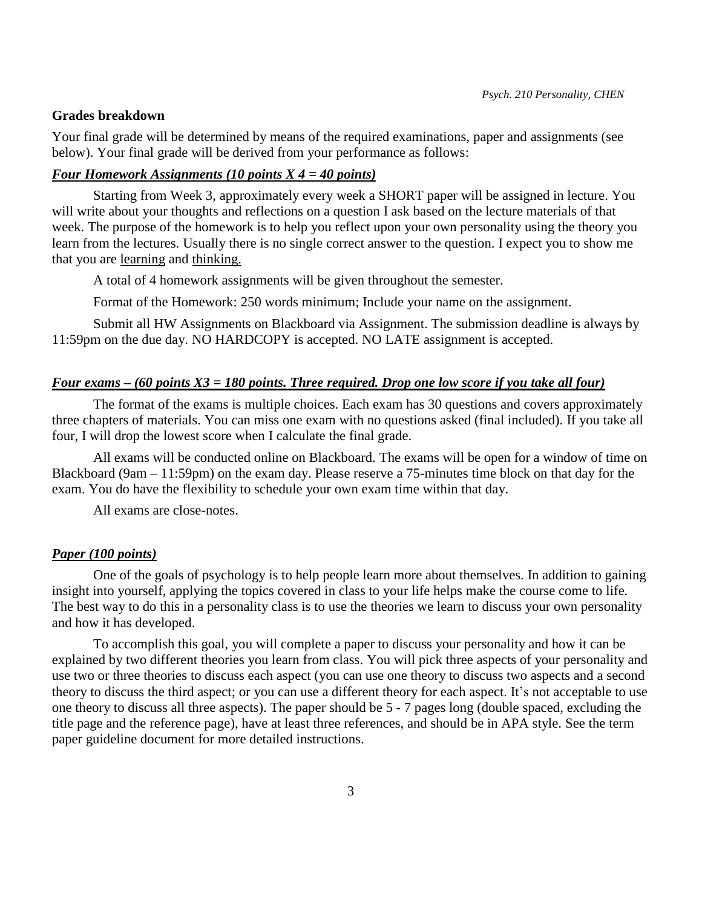## Grades breakdown

Your final grade will be determined by means of the required examinations, paper and assignments (see below). Your final grade will be derived from your performance as follows:

### ***Four Homework Assignments (10 points X 4 = 40 points)***

Starting from Week 3, approximately every week a SHORT paper will be assigned in lecture. You will write about your thoughts and reflections on a question I ask based on the lecture materials of that week. The purpose of the homework is to help you reflect upon your own personality using the theory you learn from the lectures. Usually there is no single correct answer to the question. I expect you to show me that you are learning and thinking.

A total of 4 homework assignments will be given throughout the semester.

Format of the Homework: 250 words minimum; Include your name on the assignment.

Submit all HW Assignments on Blackboard via Assignment. The submission deadline is always by 11:59pm on the due day. NO HARDCOPY is accepted. NO LATE assignment is accepted.

### ***Four exams – (60 points X3 = 180 points. Three required. Drop one low score if you take all four)***

The format of the exams is multiple choices. Each exam has 30 questions and covers approximately three chapters of materials. You can miss one exam with no questions asked (final included). If you take all four, I will drop the lowest score when I calculate the final grade.

All exams will be conducted online on Blackboard. The exams will be open for a window of time on Blackboard (9am – 11:59pm) on the exam day. Please reserve a 75-minutes time block on that day for the exam. You do have the flexibility to schedule your own exam time within that day.

All exams are close-notes.

### ***Paper (100 points)***

One of the goals of psychology is to help people learn more about themselves. In addition to gaining insight into yourself, applying the topics covered in class to your life helps make the course come to life. The best way to do this in a personality class is to use the theories we learn to discuss your own personality and how it has developed.

To accomplish this goal, you will complete a paper to discuss your personality and how it can be explained by two different theories you learn from class. You will pick three aspects of your personality and use two or three theories to discuss each aspect (you can use one theory to discuss two aspects and a second theory to discuss the third aspect; or you can use a different theory for each aspect. It's not acceptable to use one theory to discuss all three aspects). The paper should be 5 - 7 pages long (double spaced, excluding the title page and the reference page), have at least three references, and should be in APA style. See the term paper guideline document for more detailed instructions.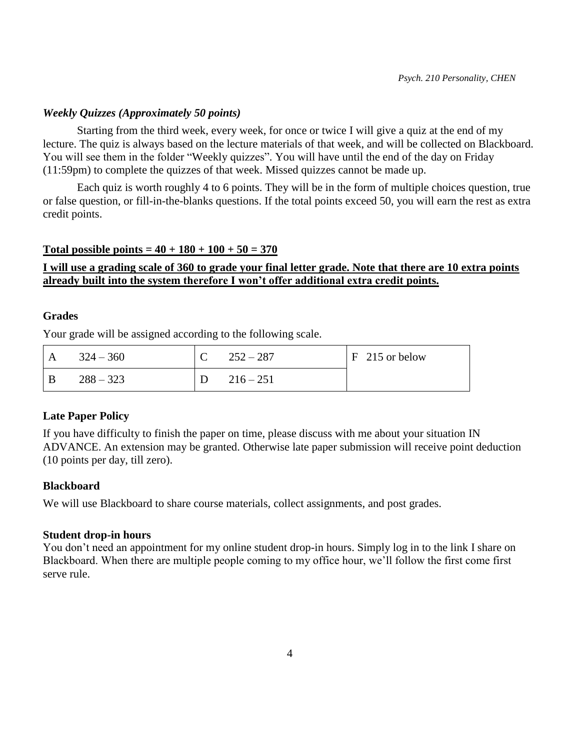### *Weekly Quizzes (Approximately 50 points)*

Starting from the third week, every week, for once or twice I will give a quiz at the end of my lecture. The quiz is always based on the lecture materials of that week, and will be collected on Blackboard. You will see them in the folder "Weekly quizzes". You will have until the end of the day on Friday (11:59pm) to complete the quizzes of that week. Missed quizzes cannot be made up.

Each quiz is worth roughly 4 to 6 points. They will be in the form of multiple choices question, true or false question, or fill-in-the-blanks questions. If the total points exceed 50, you will earn the rest as extra credit points.

**<u>Total possible points = 40 + 180 + 100 + 50 = 370</u>**

**<u>I will use a grading scale of 360 to grade your final letter grade. Note that there are 10 extra points already built into the system therefore I won't offer additional extra credit points.</u>**

### Grades

Your grade will be assigned according to the following scale.

| A | 324 – 360 | C | 252 – 287 | F 215 or below |
|---|---|---|---|---|
| B | 288 – 323 | D | 216 – 251 | |

### Late Paper Policy

If you have difficulty to finish the paper on time, please discuss with me about your situation IN ADVANCE. An extension may be granted. Otherwise late paper submission will receive point deduction (10 points per day, till zero).

### Blackboard

We will use Blackboard to share course materials, collect assignments, and post grades.

### Student drop-in hours

You don't need an appointment for my online student drop-in hours. Simply log in to the link I share on Blackboard. When there are multiple people coming to my office hour, we'll follow the first come first serve rule.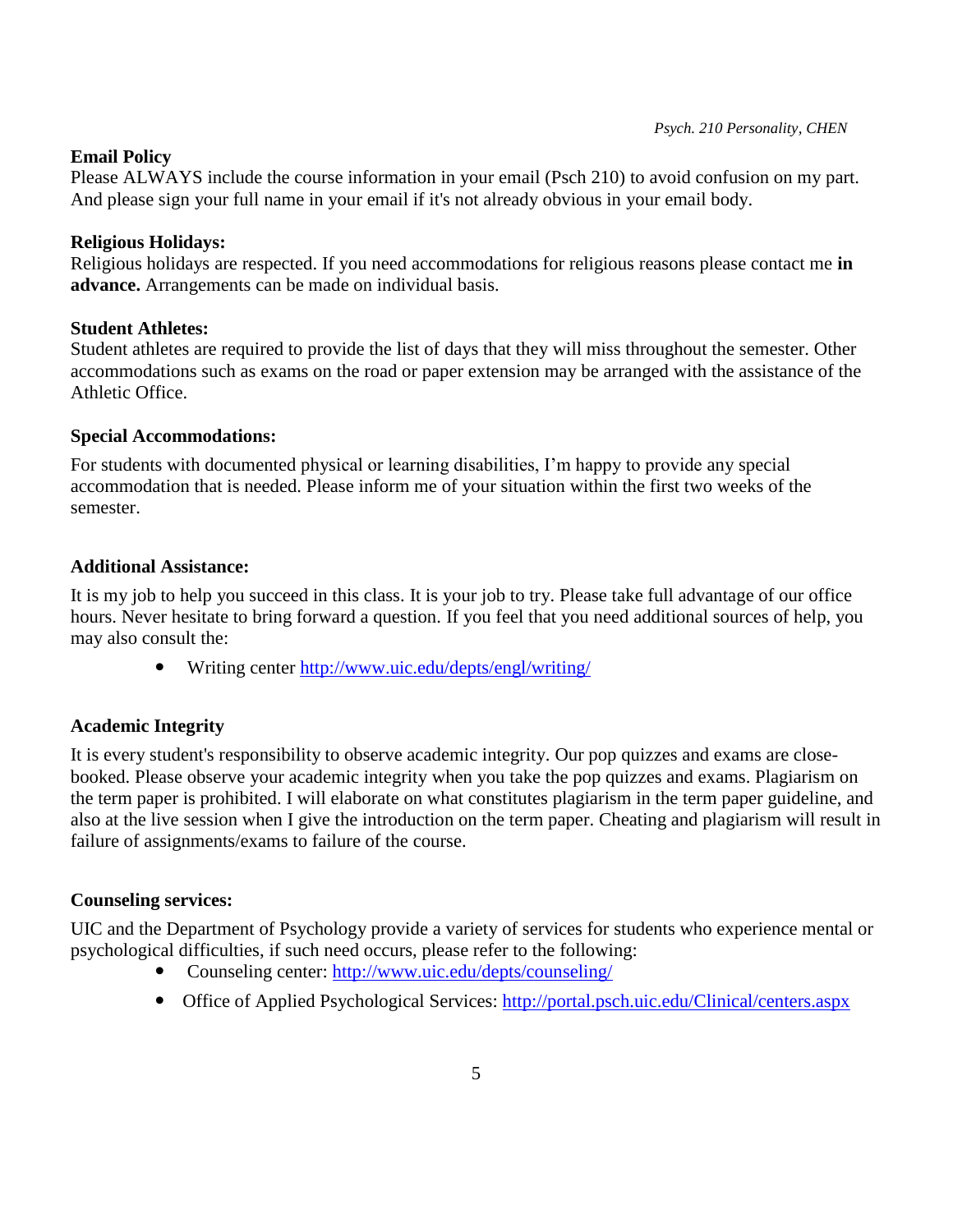**Email Policy**

Please ALWAYS include the course information in your email (Psch 210) to avoid confusion on my part. And please sign your full name in your email if it's not already obvious in your email body.

**Religious Holidays:**

Religious holidays are respected. If you need accommodations for religious reasons please contact me **in advance.** Arrangements can be made on individual basis.

**Student Athletes:**

Student athletes are required to provide the list of days that they will miss throughout the semester. Other accommodations such as exams on the road or paper extension may be arranged with the assistance of the Athletic Office.

**Special Accommodations:**

For students with documented physical or learning disabilities, I'm happy to provide any special accommodation that is needed. Please inform me of your situation within the first two weeks of the semester.

**Additional Assistance:**

It is my job to help you succeed in this class. It is your job to try. Please take full advantage of our office hours. Never hesitate to bring forward a question. If you feel that you need additional sources of help, you may also consult the:

- Writing center http://www.uic.edu/depts/engl/writing/

**Academic Integrity**

It is every student's responsibility to observe academic integrity. Our pop quizzes and exams are close-booked. Please observe your academic integrity when you take the pop quizzes and exams. Plagiarism on the term paper is prohibited. I will elaborate on what constitutes plagiarism in the term paper guideline, and also at the live session when I give the introduction on the term paper. Cheating and plagiarism will result in failure of assignments/exams to failure of the course.

**Counseling services:**

UIC and the Department of Psychology provide a variety of services for students who experience mental or psychological difficulties, if such need occurs, please refer to the following:

- Counseling center: http://www.uic.edu/depts/counseling/
- Office of Applied Psychological Services: http://portal.psch.uic.edu/Clinical/centers.aspx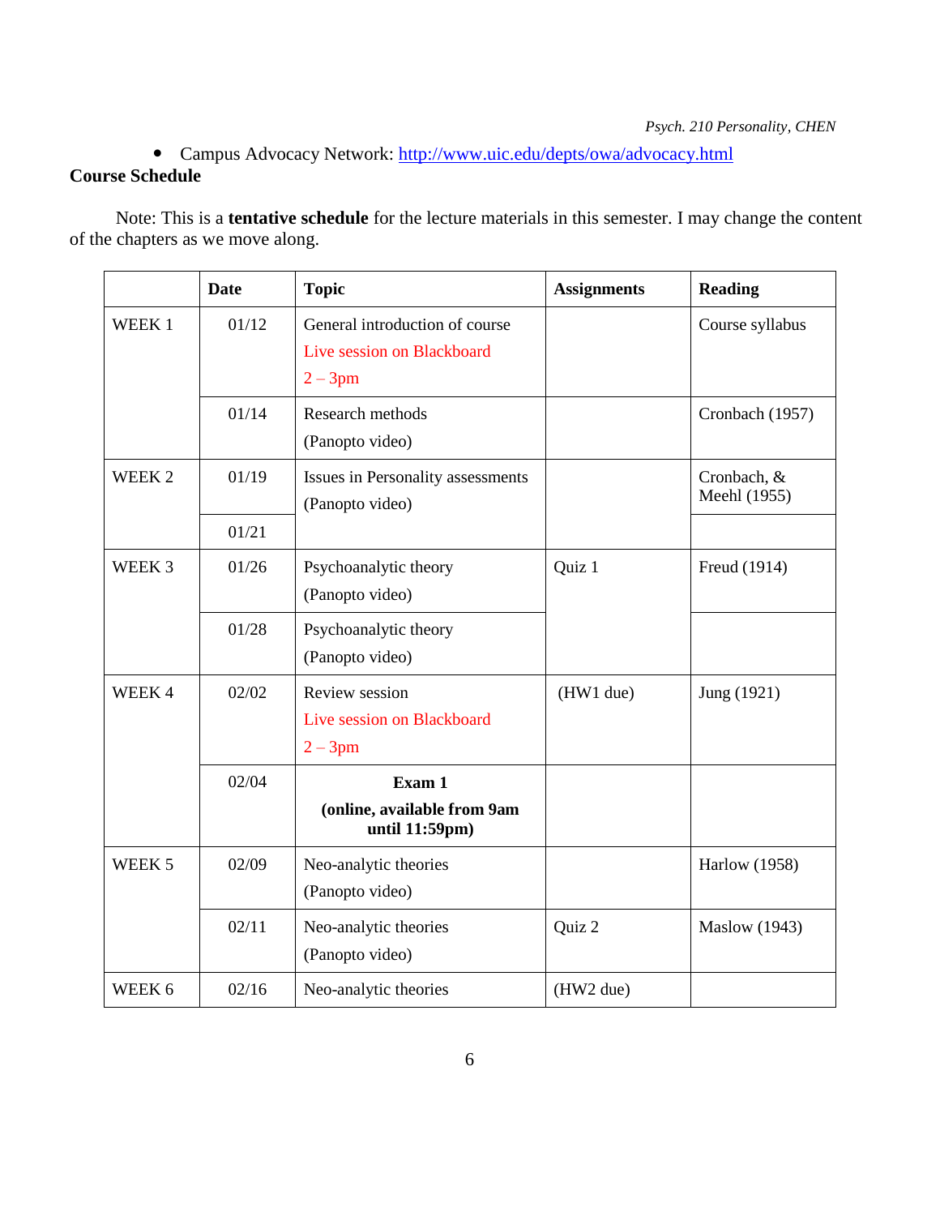- Campus Advocacy Network: [http://www.uic.edu/depts/owa/advocacy.html](http://www.uic.edu/depts/owa/advocacy.html)

**Course Schedule**

Note: This is a **tentative schedule** for the lecture materials in this semester. I may change the content of the chapters as we move along.

| | Date | Topic | Assignments | Reading |
|---|---|---|---|---|
| WEEK 1 | 01/12 | General introduction of course<br>Live session on Blackboard<br>2 – 3pm | | Course syllabus |
| | 01/14 | Research methods<br>(Panopto video) | | Cronbach (1957) |
| WEEK 2 | 01/19 | Issues in Personality assessments<br>(Panopto video) | | Cronbach, & Meehl (1955) |
| | 01/21 | | | |
| WEEK 3 | 01/26 | Psychoanalytic theory<br>(Panopto video) | Quiz 1 | Freud (1914) |
| | 01/28 | Psychoanalytic theory<br>(Panopto video) | | |
| WEEK 4 | 02/02 | Review session<br>Live session on Blackboard<br>2 – 3pm | (HW1 due) | Jung (1921) |
| | 02/04 | **Exam 1**<br>**(online, available from 9am until 11:59pm)** | | |
| WEEK 5 | 02/09 | Neo-analytic theories<br>(Panopto video) | | Harlow (1958) |
| | 02/11 | Neo-analytic theories<br>(Panopto video) | Quiz 2 | Maslow (1943) |
| WEEK 6 | 02/16 | Neo-analytic theories | (HW2 due) | |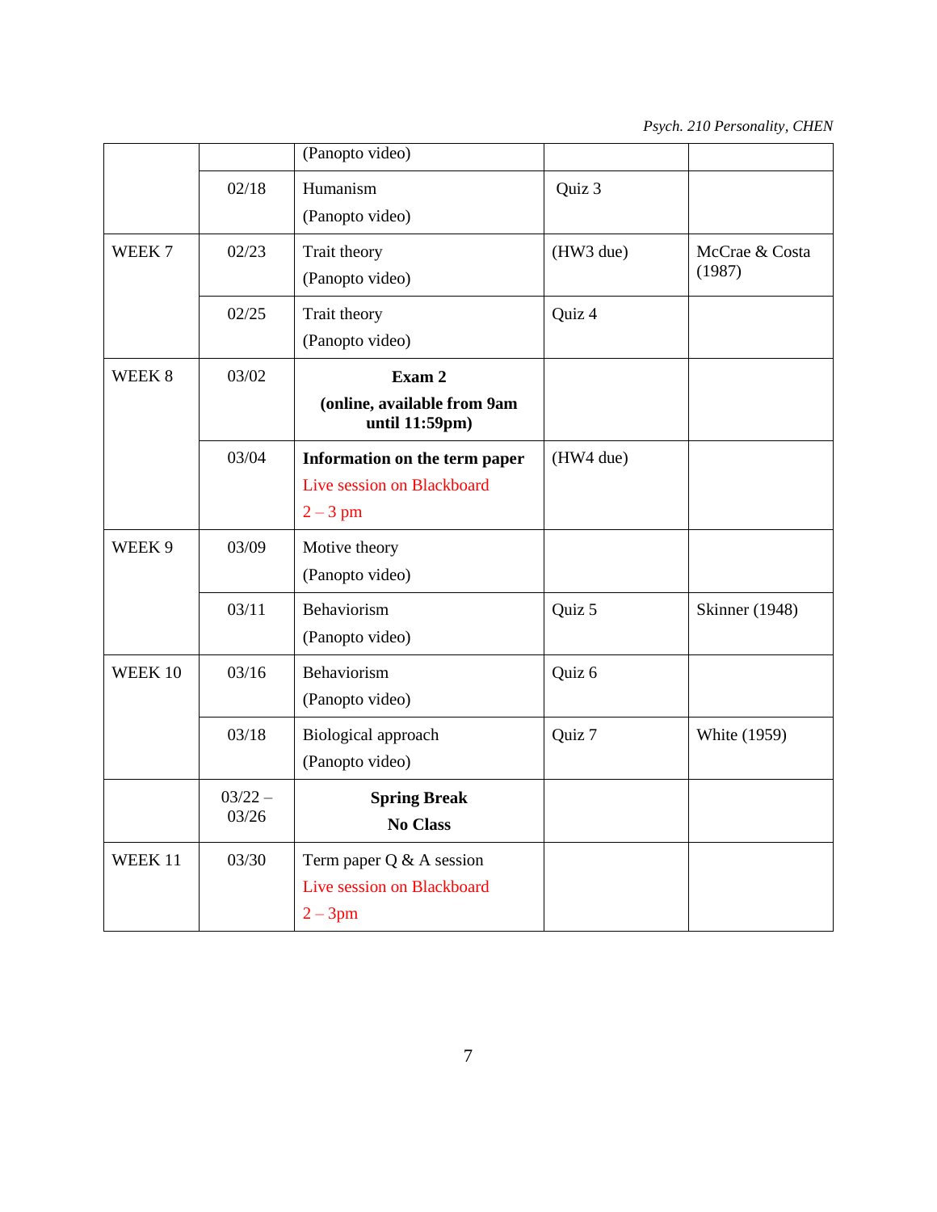| | | | | |
|---|---|---|---|---|
| | | (Panopto video) | | |
| | 02/18 | Humanism<br>(Panopto video) | Quiz 3 | |
| WEEK 7 | 02/23 | Trait theory<br>(Panopto video) | (HW3 due) | McCrae & Costa (1987) |
| | 02/25 | Trait theory<br>(Panopto video) | Quiz 4 | |
| WEEK 8 | 03/02 | **Exam 2**<br>**(online, available from 9am until 11:59pm)** | | |
| | 03/04 | **Information on the term paper**<br>Live session on Blackboard<br>2 – 3 pm | (HW4 due) | |
| WEEK 9 | 03/09 | Motive theory<br>(Panopto video) | | |
| | 03/11 | Behaviorism<br>(Panopto video) | Quiz 5 | Skinner (1948) |
| WEEK 10 | 03/16 | Behaviorism<br>(Panopto video) | Quiz 6 | |
| | 03/18 | Biological approach<br>(Panopto video) | Quiz 7 | White (1959) |
| | 03/22 – 03/26 | **Spring Break**<br>**No Class** | | |
| WEEK 11 | 03/30 | Term paper Q & A session<br>Live session on Blackboard<br>2 – 3pm | | |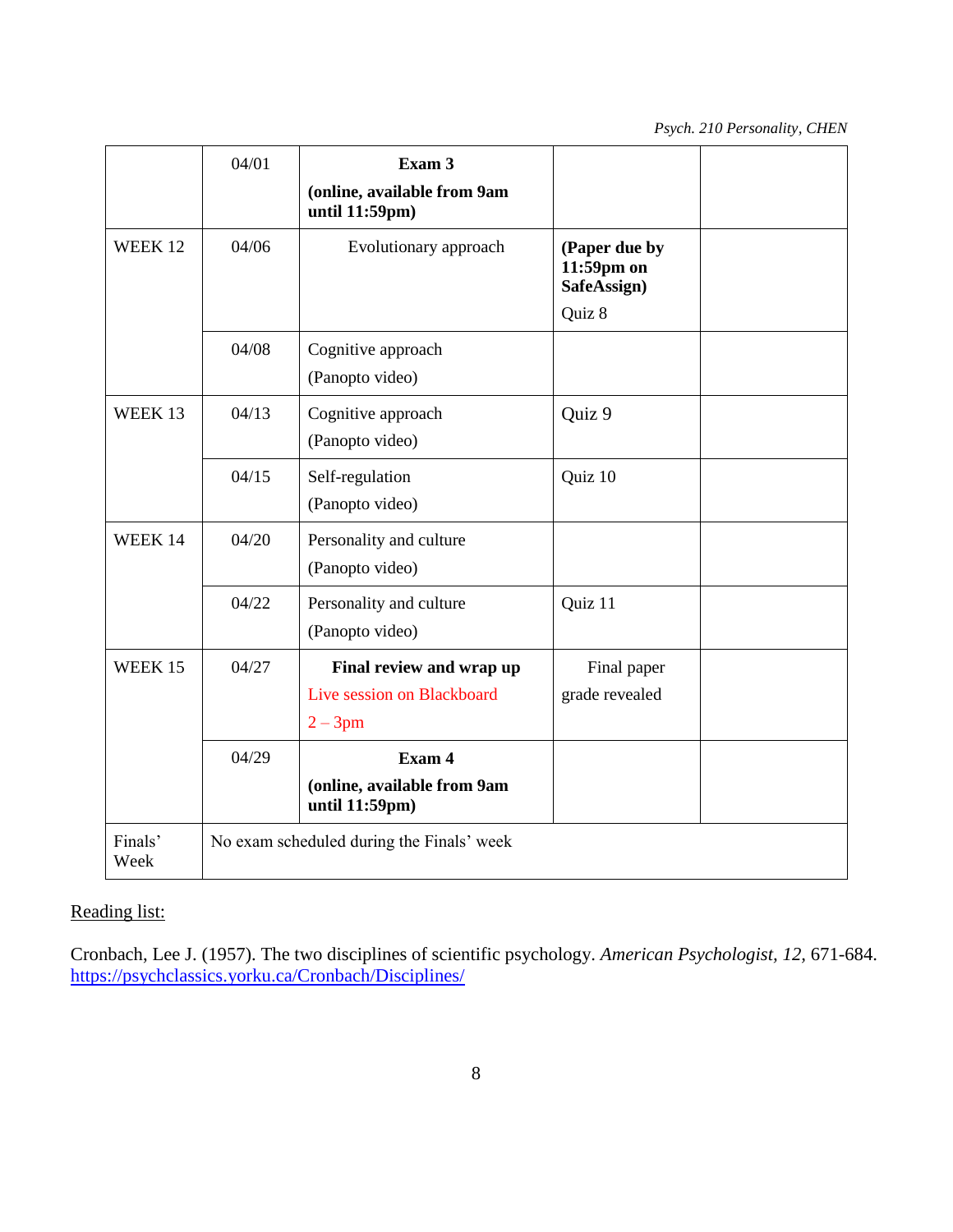| | | | | |
|---|---|---|---|---|
| | 04/01 | **Exam 3** **(online, available from 9am until 11:59pm)** | | |
| WEEK 12 | 04/06 | Evolutionary approach | **(Paper due by 11:59pm on SafeAssign)** Quiz 8 | |
| | 04/08 | Cognitive approach (Panopto video) | | |
| WEEK 13 | 04/13 | Cognitive approach (Panopto video) | Quiz 9 | |
| | 04/15 | Self-regulation (Panopto video) | Quiz 10 | |
| WEEK 14 | 04/20 | Personality and culture (Panopto video) | | |
| | 04/22 | Personality and culture (Panopto video) | Quiz 11 | |
| WEEK 15 | 04/27 | **Final review and wrap up** Live session on Blackboard 2 – 3pm | Final paper grade revealed | |
| | 04/29 | **Exam 4** **(online, available from 9am until 11:59pm)** | | |
| Finals' Week | No exam scheduled during the Finals' week | | | |

Reading list:

Cronbach, Lee J. (1957). The two disciplines of scientific psychology. *American Psychologist, 12,* 671-684. https://psychclassics.yorku.ca/Cronbach/Disciplines/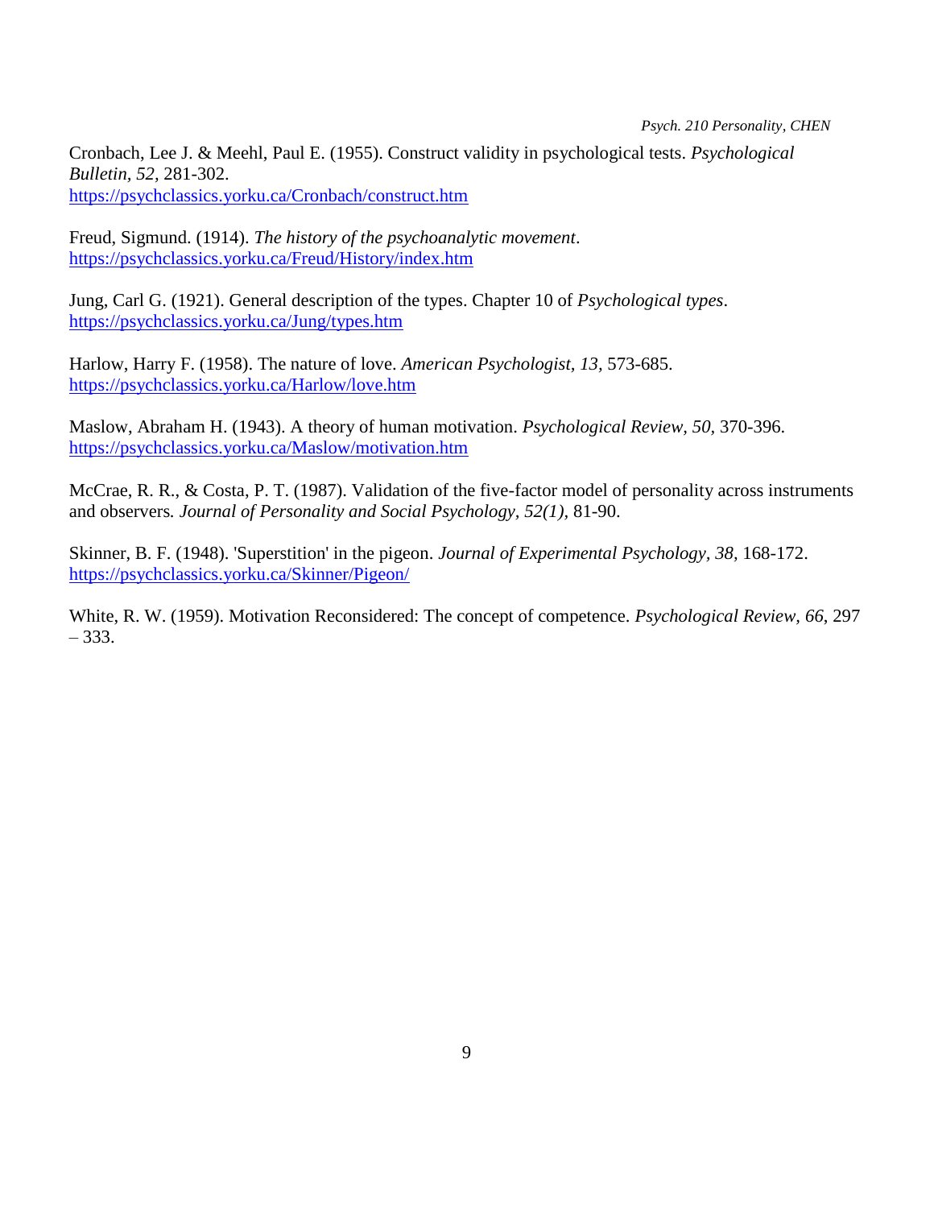Cronbach, Lee J. & Meehl, Paul E. (1955). Construct validity in psychological tests. *Psychological Bulletin, 52*, 281-302.
https://psychclassics.yorku.ca/Cronbach/construct.htm

Freud, Sigmund. (1914). *The history of the psychoanalytic movement*.
https://psychclassics.yorku.ca/Freud/History/index.htm

Jung, Carl G. (1921). General description of the types. Chapter 10 of *Psychological types*.
https://psychclassics.yorku.ca/Jung/types.htm

Harlow, Harry F. (1958). The nature of love. *American Psychologist, 13*, 573-685.
https://psychclassics.yorku.ca/Harlow/love.htm

Maslow, Abraham H. (1943). A theory of human motivation. *Psychological Review, 50*, 370-396.
https://psychclassics.yorku.ca/Maslow/motivation.htm

McCrae, R. R., & Costa, P. T. (1987). Validation of the five-factor model of personality across instruments and observers. *Journal of Personality and Social Psychology, 52(1)*, 81-90.

Skinner, B. F. (1948). 'Superstition' in the pigeon. *Journal of Experimental Psychology, 38*, 168-172.
https://psychclassics.yorku.ca/Skinner/Pigeon/

White, R. W. (1959). Motivation Reconsidered: The concept of competence. *Psychological Review*, *66*, 297 – 333.